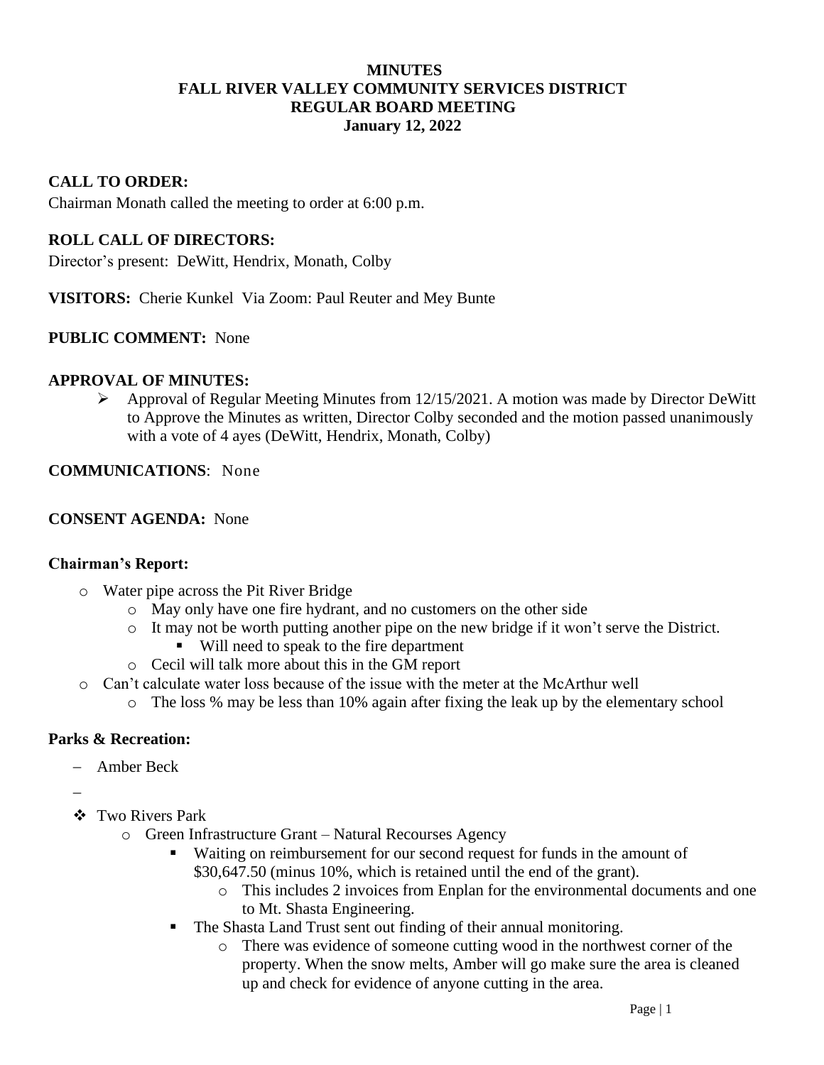**MINUTES**
**FALL RIVER VALLEY COMMUNITY SERVICES DISTRICT**
**REGULAR BOARD MEETING**
**January 12, 2022**

**CALL TO ORDER:**
Chairman Monath called the meeting to order at 6:00 p.m.

**ROLL CALL OF DIRECTORS:**
Director's present: DeWitt, Hendrix, Monath, Colby

**VISITORS:** Cherie Kunkel Via Zoom: Paul Reuter and Mey Bunte

**PUBLIC COMMENT:** None

**APPROVAL OF MINUTES:**

- Approval of Regular Meeting Minutes from 12/15/2021. A motion was made by Director DeWitt to Approve the Minutes as written, Director Colby seconded and the motion passed unanimously with a vote of 4 ayes (DeWitt, Hendrix, Monath, Colby)

**COMMUNICATIONS**: None

**CONSENT AGENDA:** None

**Chairman's Report:**

- Water pipe across the Pit River Bridge
  - May only have one fire hydrant, and no customers on the other side
  - It may not be worth putting another pipe on the new bridge if it won't serve the District.
    - Will need to speak to the fire department
  - Cecil will talk more about this in the GM report
- Can't calculate water loss because of the issue with the meter at the McArthur well
  - The loss % may be less than 10% again after fixing the leak up by the elementary school

**Parks & Recreation:**

- Amber Beck
- 

- Two Rivers Park
  - Green Infrastructure Grant – Natural Recourses Agency
    - Waiting on reimbursement for our second request for funds in the amount of \$30,647.50 (minus 10%, which is retained until the end of the grant).
      - This includes 2 invoices from Enplan for the environmental documents and one to Mt. Shasta Engineering.
    - The Shasta Land Trust sent out finding of their annual monitoring.
      - There was evidence of someone cutting wood in the northwest corner of the property. When the snow melts, Amber will go make sure the area is cleaned up and check for evidence of anyone cutting in the area.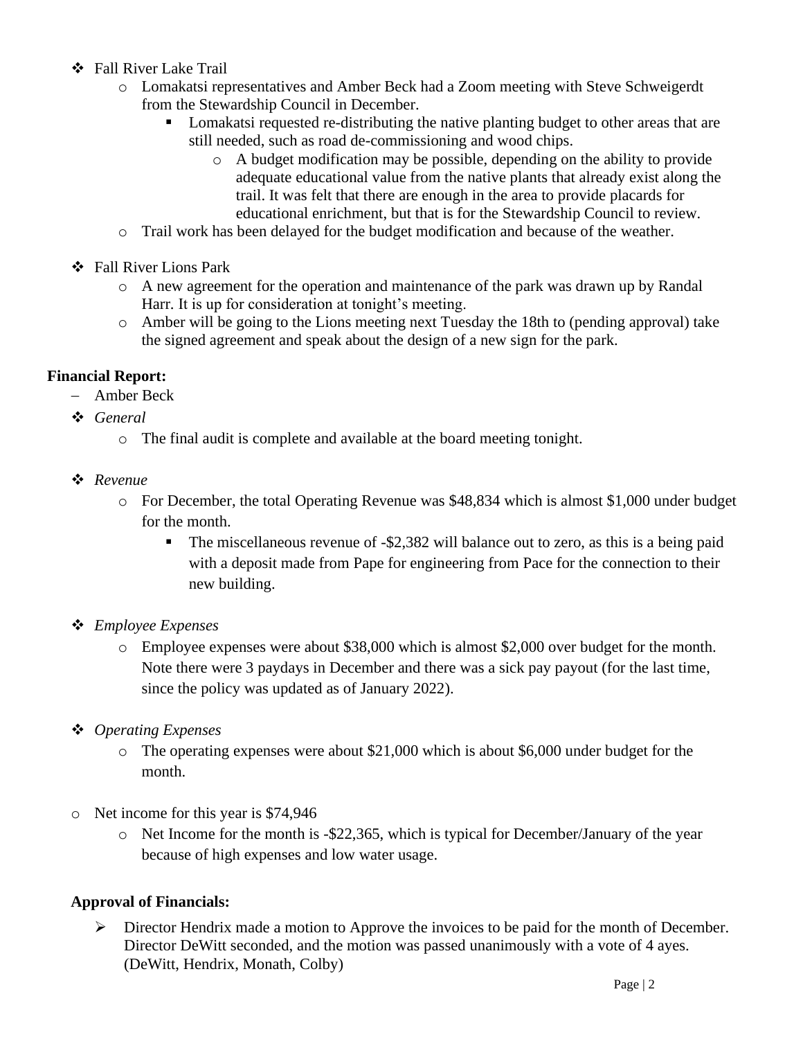- Fall River Lake Trail
  - Lomakatsi representatives and Amber Beck had a Zoom meeting with Steve Schweigerdt from the Stewardship Council in December.
    - Lomakatsi requested re-distributing the native planting budget to other areas that are still needed, such as road de-commissioning and wood chips.
      - A budget modification may be possible, depending on the ability to provide adequate educational value from the native plants that already exist along the trail. It was felt that there are enough in the area to provide placards for educational enrichment, but that is for the Stewardship Council to review.
  - Trail work has been delayed for the budget modification and because of the weather.

- Fall River Lions Park
  - A new agreement for the operation and maintenance of the park was drawn up by Randal Harr. It is up for consideration at tonight's meeting.
  - Amber will be going to the Lions meeting next Tuesday the 18th to (pending approval) take the signed agreement and speak about the design of a new sign for the park.

**Financial Report:**

– Amber Beck

- *General*
  - The final audit is complete and available at the board meeting tonight.

- *Revenue*
  - For December, the total Operating Revenue was $48,834 which is almost $1,000 under budget for the month.
    - The miscellaneous revenue of -$2,382 will balance out to zero, as this is a being paid with a deposit made from Pape for engineering from Pace for the connection to their new building.

- *Employee Expenses*
  - Employee expenses were about $38,000 which is almost $2,000 over budget for the month. Note there were 3 paydays in December and there was a sick pay payout (for the last time, since the policy was updated as of January 2022).

- *Operating Expenses*
  - The operating expenses were about $21,000 which is about $6,000 under budget for the month.

- Net income for this year is $74,946
  - Net Income for the month is -$22,365, which is typical for December/January of the year because of high expenses and low water usage.

**Approval of Financials:**

- Director Hendrix made a motion to Approve the invoices to be paid for the month of December. Director DeWitt seconded, and the motion was passed unanimously with a vote of 4 ayes. (DeWitt, Hendrix, Monath, Colby)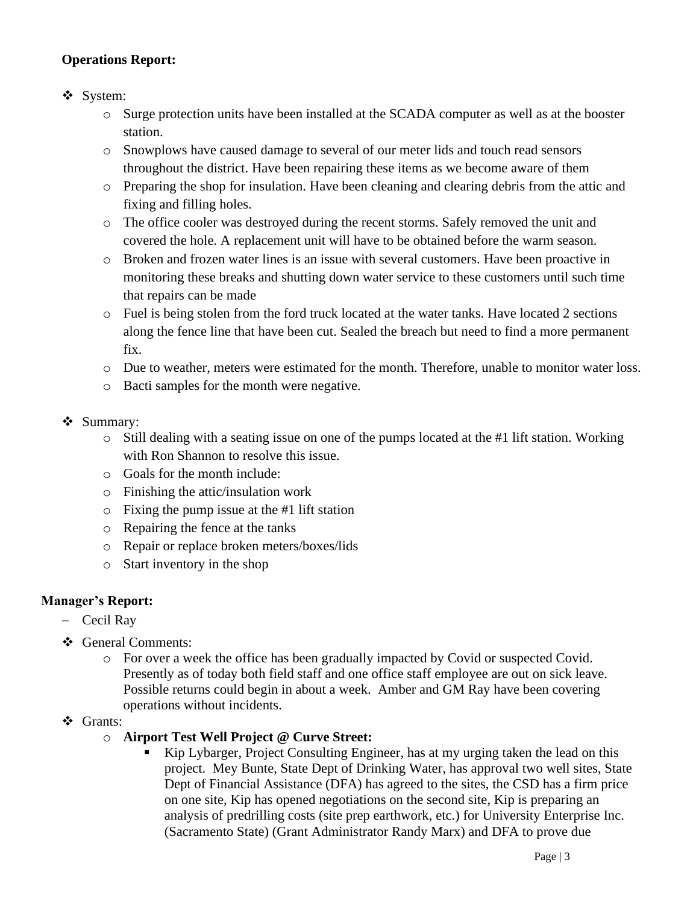**Operations Report:**

- System:
  - Surge protection units have been installed at the SCADA computer as well as at the booster station.
  - Snowplows have caused damage to several of our meter lids and touch read sensors throughout the district. Have been repairing these items as we become aware of them
  - Preparing the shop for insulation. Have been cleaning and clearing debris from the attic and fixing and filling holes.
  - The office cooler was destroyed during the recent storms. Safely removed the unit and covered the hole. A replacement unit will have to be obtained before the warm season.
  - Broken and frozen water lines is an issue with several customers. Have been proactive in monitoring these breaks and shutting down water service to these customers until such time that repairs can be made
  - Fuel is being stolen from the ford truck located at the water tanks. Have located 2 sections along the fence line that have been cut. Sealed the breach but need to find a more permanent fix.
  - Due to weather, meters were estimated for the month. Therefore, unable to monitor water loss.
  - Bacti samples for the month were negative.

- Summary:
  - Still dealing with a seating issue on one of the pumps located at the #1 lift station. Working with Ron Shannon to resolve this issue.
  - Goals for the month include:
  - Finishing the attic/insulation work
  - Fixing the pump issue at the #1 lift station
  - Repairing the fence at the tanks
  - Repair or replace broken meters/boxes/lids
  - Start inventory in the shop

**Manager's Report:**

- Cecil Ray

- General Comments:
  - For over a week the office has been gradually impacted by Covid or suspected Covid. Presently as of today both field staff and one office staff employee are out on sick leave. Possible returns could begin in about a week. Amber and GM Ray have been covering operations without incidents.
- Grants:
  - **Airport Test Well Project @ Curve Street:**
    - Kip Lybarger, Project Consulting Engineer, has at my urging taken the lead on this project. Mey Bunte, State Dept of Drinking Water, has approval two well sites, State Dept of Financial Assistance (DFA) has agreed to the sites, the CSD has a firm price on one site, Kip has opened negotiations on the second site, Kip is preparing an analysis of predrilling costs (site prep earthwork, etc.) for University Enterprise Inc. (Sacramento State) (Grant Administrator Randy Marx) and DFA to prove due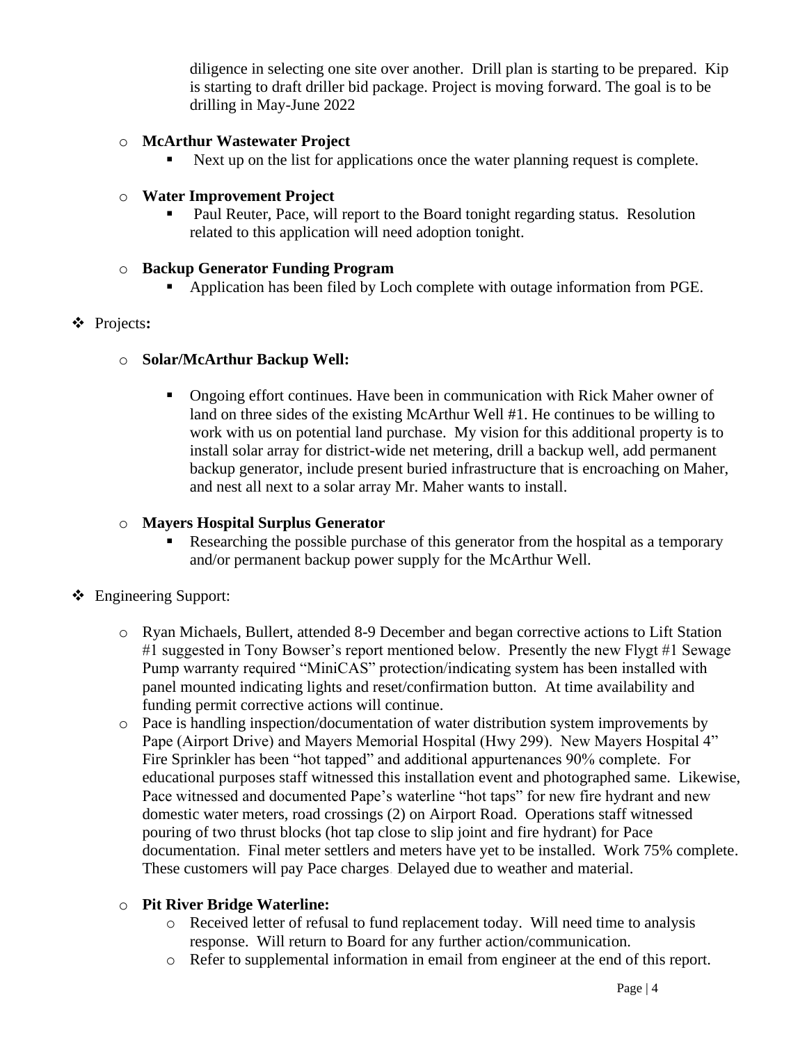diligence in selecting one site over another. Drill plan is starting to be prepared. Kip is starting to draft driller bid package. Project is moving forward. The goal is to be drilling in May-June 2022

- **McArthur Wastewater Project**
  - Next up on the list for applications once the water planning request is complete.

- **Water Improvement Project**
  - Paul Reuter, Pace, will report to the Board tonight regarding status. Resolution related to this application will need adoption tonight.

- **Backup Generator Funding Program**
  - Application has been filed by Loch complete with outage information from PGE.

❖ Projects**:**

- **Solar/McArthur Backup Well:**
  - Ongoing effort continues. Have been in communication with Rick Maher owner of land on three sides of the existing McArthur Well #1. He continues to be willing to work with us on potential land purchase. My vision for this additional property is to install solar array for district-wide net metering, drill a backup well, add permanent backup generator, include present buried infrastructure that is encroaching on Maher, and nest all next to a solar array Mr. Maher wants to install.

- **Mayers Hospital Surplus Generator**
  - Researching the possible purchase of this generator from the hospital as a temporary and/or permanent backup power supply for the McArthur Well.

❖ Engineering Support:

- Ryan Michaels, Bullert, attended 8-9 December and began corrective actions to Lift Station #1 suggested in Tony Bowser's report mentioned below. Presently the new Flygt #1 Sewage Pump warranty required "MiniCAS" protection/indicating system has been installed with panel mounted indicating lights and reset/confirmation button. At time availability and funding permit corrective actions will continue.
- Pace is handling inspection/documentation of water distribution system improvements by Pape (Airport Drive) and Mayers Memorial Hospital (Hwy 299). New Mayers Hospital 4" Fire Sprinkler has been "hot tapped" and additional appurtenances 90% complete. For educational purposes staff witnessed this installation event and photographed same. Likewise, Pace witnessed and documented Pape's waterline "hot taps" for new fire hydrant and new domestic water meters, road crossings (2) on Airport Road. Operations staff witnessed pouring of two thrust blocks (hot tap close to slip joint and fire hydrant) for Pace documentation. Final meter settlers and meters have yet to be installed. Work 75% complete. These customers will pay Pace charges. Delayed due to weather and material.

- **Pit River Bridge Waterline:**
  - Received letter of refusal to fund replacement today. Will need time to analysis response. Will return to Board for any further action/communication.
  - Refer to supplemental information in email from engineer at the end of this report.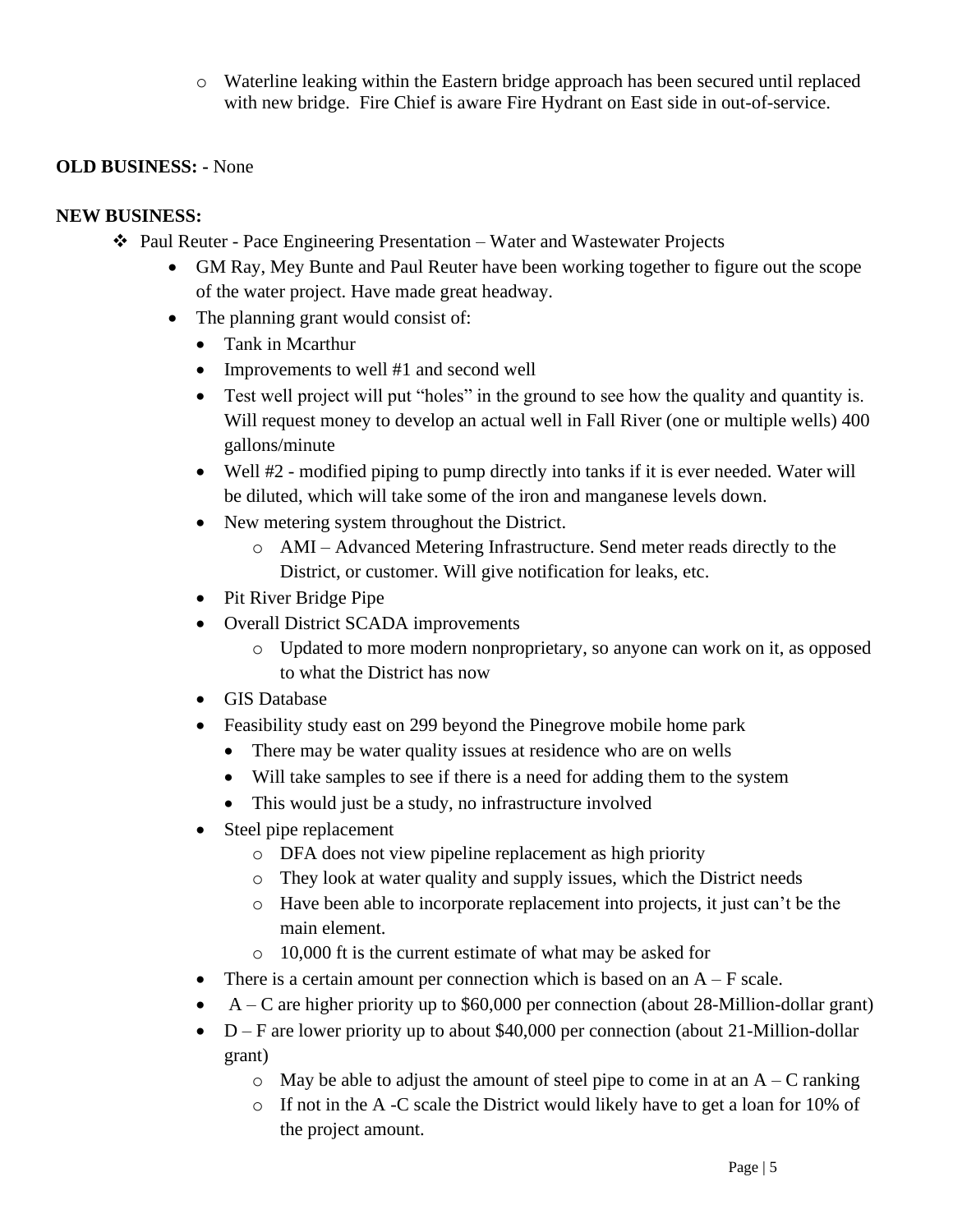- Waterline leaking within the Eastern bridge approach has been secured until replaced with new bridge. Fire Chief is aware Fire Hydrant on East side in out-of-service.

**OLD BUSINESS: -** None

**NEW BUSINESS:**

- Paul Reuter - Pace Engineering Presentation – Water and Wastewater Projects
  - GM Ray, Mey Bunte and Paul Reuter have been working together to figure out the scope of the water project. Have made great headway.
  - The planning grant would consist of:
    - Tank in Mcarthur
    - Improvements to well #1 and second well
    - Test well project will put "holes" in the ground to see how the quality and quantity is. Will request money to develop an actual well in Fall River (one or multiple wells) 400 gallons/minute
    - Well #2 - modified piping to pump directly into tanks if it is ever needed. Water will be diluted, which will take some of the iron and manganese levels down.
    - New metering system throughout the District.
      - AMI – Advanced Metering Infrastructure. Send meter reads directly to the District, or customer. Will give notification for leaks, etc.
    - Pit River Bridge Pipe
    - Overall District SCADA improvements
      - Updated to more modern nonproprietary, so anyone can work on it, as opposed to what the District has now
    - GIS Database
    - Feasibility study east on 299 beyond the Pinegrove mobile home park
      - There may be water quality issues at residence who are on wells
      - Will take samples to see if there is a need for adding them to the system
      - This would just be a study, no infrastructure involved
    - Steel pipe replacement
      - DFA does not view pipeline replacement as high priority
      - They look at water quality and supply issues, which the District needs
      - Have been able to incorporate replacement into projects, it just can't be the main element.
      - 10,000 ft is the current estimate of what may be asked for
    - There is a certain amount per connection which is based on an A – F scale.
    - A – C are higher priority up to $60,000 per connection (about 28-Million-dollar grant)
    - D – F are lower priority up to about $40,000 per connection (about 21-Million-dollar grant)
      - May be able to adjust the amount of steel pipe to come in at an A – C ranking
      - If not in the A -C scale the District would likely have to get a loan for 10% of the project amount.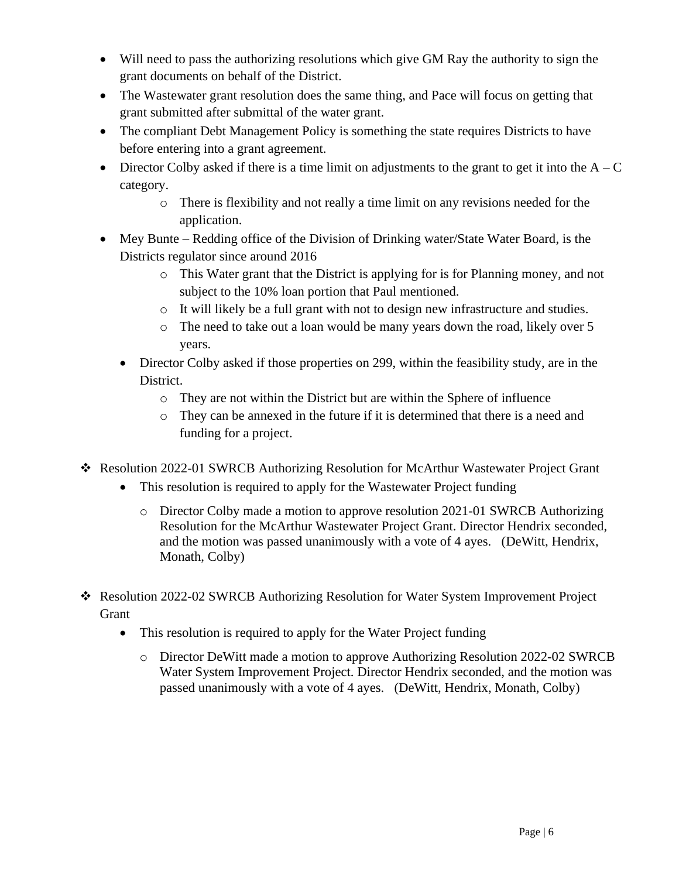- Will need to pass the authorizing resolutions which give GM Ray the authority to sign the grant documents on behalf of the District.
- The Wastewater grant resolution does the same thing, and Pace will focus on getting that grant submitted after submittal of the water grant.
- The compliant Debt Management Policy is something the state requires Districts to have before entering into a grant agreement.
- Director Colby asked if there is a time limit on adjustments to the grant to get it into the A – C category.
    - There is flexibility and not really a time limit on any revisions needed for the application.
- Mey Bunte – Redding office of the Division of Drinking water/State Water Board, is the Districts regulator since around 2016
    - This Water grant that the District is applying for is for Planning money, and not subject to the 10% loan portion that Paul mentioned.
    - It will likely be a full grant with not to design new infrastructure and studies.
    - The need to take out a loan would be many years down the road, likely over 5 years.
- Director Colby asked if those properties on 299, within the feasibility study, are in the District.
    - They are not within the District but are within the Sphere of influence
    - They can be annexed in the future if it is determined that there is a need and funding for a project.

❖ Resolution 2022-01 SWRCB Authorizing Resolution for McArthur Wastewater Project Grant

- This resolution is required to apply for the Wastewater Project funding
    - Director Colby made a motion to approve resolution 2021-01 SWRCB Authorizing Resolution for the McArthur Wastewater Project Grant. Director Hendrix seconded, and the motion was passed unanimously with a vote of 4 ayes. (DeWitt, Hendrix, Monath, Colby)

❖ Resolution 2022-02 SWRCB Authorizing Resolution for Water System Improvement Project Grant

- This resolution is required to apply for the Water Project funding
    - Director DeWitt made a motion to approve Authorizing Resolution 2022-02 SWRCB Water System Improvement Project. Director Hendrix seconded, and the motion was passed unanimously with a vote of 4 ayes. (DeWitt, Hendrix, Monath, Colby)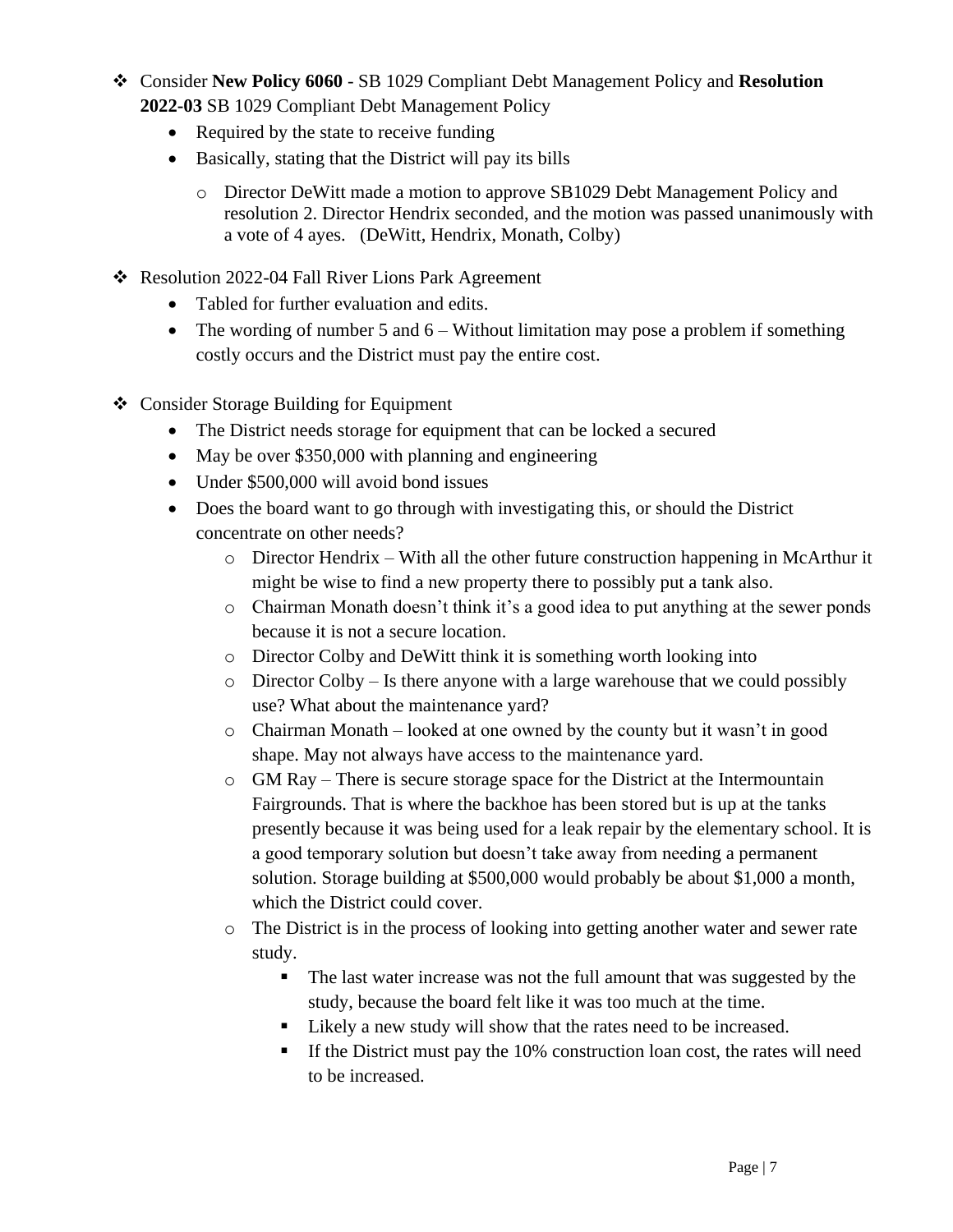- Consider **New Policy 6060** - SB 1029 Compliant Debt Management Policy and **Resolution 2022-03** SB 1029 Compliant Debt Management Policy
  - Required by the state to receive funding
  - Basically, stating that the District will pay its bills
    - Director DeWitt made a motion to approve SB1029 Debt Management Policy and resolution 2. Director Hendrix seconded, and the motion was passed unanimously with a vote of 4 ayes. (DeWitt, Hendrix, Monath, Colby)

- Resolution 2022-04 Fall River Lions Park Agreement
  - Tabled for further evaluation and edits.
  - The wording of number 5 and 6 – Without limitation may pose a problem if something costly occurs and the District must pay the entire cost.

- Consider Storage Building for Equipment
  - The District needs storage for equipment that can be locked a secured
  - May be over $350,000 with planning and engineering
  - Under $500,000 will avoid bond issues
  - Does the board want to go through with investigating this, or should the District concentrate on other needs?
    - Director Hendrix – With all the other future construction happening in McArthur it might be wise to find a new property there to possibly put a tank also.
    - Chairman Monath doesn't think it's a good idea to put anything at the sewer ponds because it is not a secure location.
    - Director Colby and DeWitt think it is something worth looking into
    - Director Colby – Is there anyone with a large warehouse that we could possibly use? What about the maintenance yard?
    - Chairman Monath – looked at one owned by the county but it wasn't in good shape. May not always have access to the maintenance yard.
    - GM Ray – There is secure storage space for the District at the Intermountain Fairgrounds. That is where the backhoe has been stored but is up at the tanks presently because it was being used for a leak repair by the elementary school. It is a good temporary solution but doesn't take away from needing a permanent solution. Storage building at $500,000 would probably be about $1,000 a month, which the District could cover.
    - The District is in the process of looking into getting another water and sewer rate study.
      - The last water increase was not the full amount that was suggested by the study, because the board felt like it was too much at the time.
      - Likely a new study will show that the rates need to be increased.
      - If the District must pay the 10% construction loan cost, the rates will need to be increased.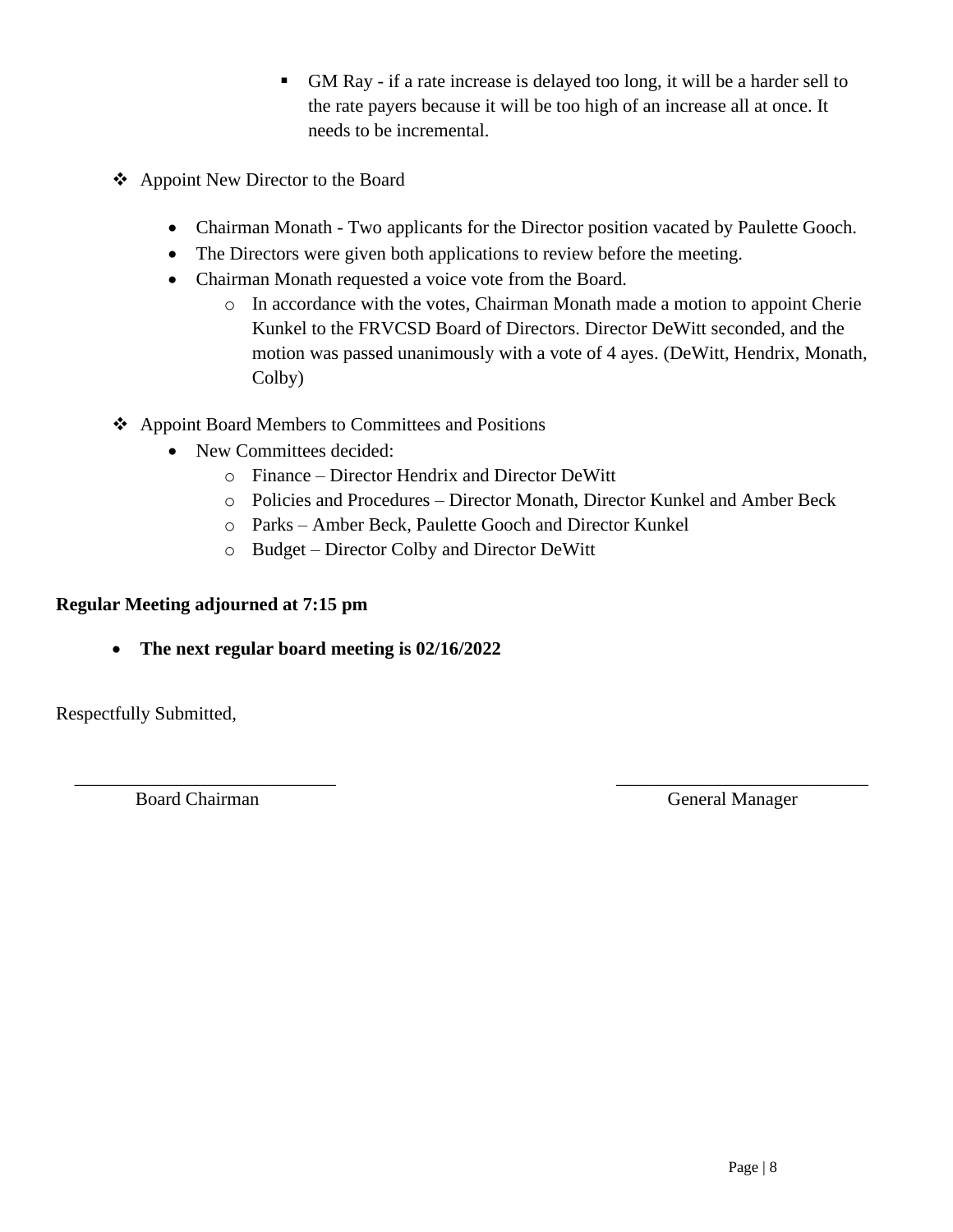- GM Ray - if a rate increase is delayed too long, it will be a harder sell to the rate payers because it will be too high of an increase all at once. It needs to be incremental.

- Appoint New Director to the Board

  - Chairman Monath - Two applicants for the Director position vacated by Paulette Gooch.
  - The Directors were given both applications to review before the meeting.
  - Chairman Monath requested a voice vote from the Board.
    - In accordance with the votes, Chairman Monath made a motion to appoint Cherie Kunkel to the FRVCSD Board of Directors. Director DeWitt seconded, and the motion was passed unanimously with a vote of 4 ayes. (DeWitt, Hendrix, Monath, Colby)

- Appoint Board Members to Committees and Positions
  - New Committees decided:
    - Finance – Director Hendrix and Director DeWitt
    - Policies and Procedures – Director Monath, Director Kunkel and Amber Beck
    - Parks – Amber Beck, Paulette Gooch and Director Kunkel
    - Budget – Director Colby and Director DeWitt

**Regular Meeting adjourned at 7:15 pm**

- **The next regular board meeting is 02/16/2022**

Respectfully Submitted,

\_\_\_\_\_\_\_\_\_\_\_\_\_\_\_\_\_\_\_\_\_\_\_\_\_\_\_\_ Board Chairman

\_\_\_\_\_\_\_\_\_\_\_\_\_\_\_\_\_\_\_\_\_\_\_\_\_\_\_\_ General Manager